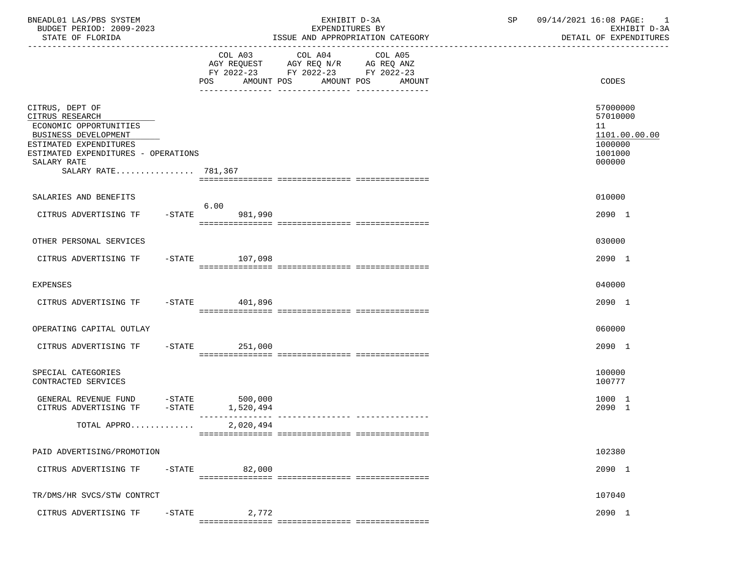BNEADL01 LAS/PBS SYSTEM — EXHIBIT D-3A — EXPENDITURES BY ISSUE AND APPROPRIATION CATEGORY — DETAIL OF EXPENDITURES

BUDGET PERIOD: 2009-2023

STATE OF FLORIDA

| | COL A03 AGY REQUEST FY 2022-23 POS | AMOUNT | COL A04 AGY REQ N/R FY 2022-23 POS | AMOUNT | COL A05 AG REQ ANZ FY 2022-23 POS | AMOUNT | CODES |
|---|---|---|---|---|---|---|---|
| CITRUS, DEPT OF | | | | | | | 57000000 |
| CITRUS RESEARCH | | | | | | | 57010000 |
| ECONOMIC OPPORTUNITIES | | | | | | | 11 |
| BUSINESS DEVELOPMENT | | | | | | | 1101.00.00.00 |
| ESTIMATED EXPENDITURES | | | | | | | 1000000 |
| ESTIMATED EXPENDITURES - OPERATIONS | | | | | | | 1001000 |
| SALARY RATE | | | | | | | 000000 |
| SALARY RATE................ 781,367 | | | | | | | |
| SALARIES AND BENEFITS | | | | | | | 010000 |
| CITRUS ADVERTISING TF -STATE | 6.00 | 981,990 | | | | | 2090 1 |
| OTHER PERSONAL SERVICES | | | | | | | 030000 |
| CITRUS ADVERTISING TF -STATE | | 107,098 | | | | | 2090 1 |
| EXPENSES | | | | | | | 040000 |
| CITRUS ADVERTISING TF -STATE | | 401,896 | | | | | 2090 1 |
| OPERATING CAPITAL OUTLAY | | | | | | | 060000 |
| CITRUS ADVERTISING TF -STATE | | 251,000 | | | | | 2090 1 |
| SPECIAL CATEGORIES | | | | | | | 100000 |
| CONTRACTED SERVICES | | | | | | | 100777 |
| GENERAL REVENUE FUND -STATE | | 500,000 | | | | | 1000 1 |
| CITRUS ADVERTISING TF -STATE | | 1,520,494 | | | | | 2090 1 |
| TOTAL APPRO............. | | 2,020,494 | | | | | |
| PAID ADVERTISING/PROMOTION | | | | | | | 102380 |
| CITRUS ADVERTISING TF -STATE | | 82,000 | | | | | 2090 1 |
| TR/DMS/HR SVCS/STW CONTRCT | | | | | | | 107040 |
| CITRUS ADVERTISING TF -STATE | | 2,772 | | | | | 2090 1 |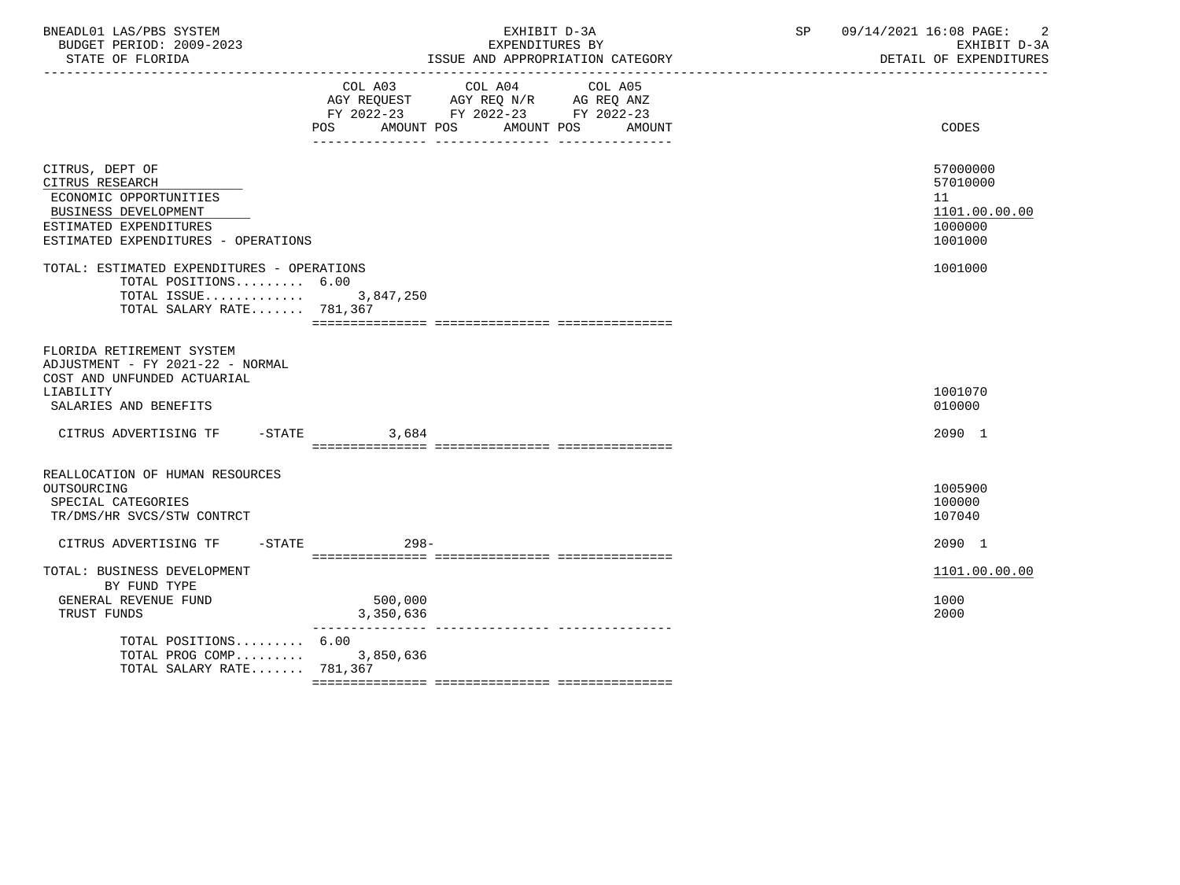BNEADL01 LAS/PBS SYSTEM | EXHIBIT D-3A | SP 09/14/2021 16:08

BUDGET PERIOD: 2009-2023 | EXPENDITURES BY | EXHIBIT D-3A

STATE OF FLORIDA | ISSUE AND APPROPRIATION CATEGORY | DETAIL OF EXPENDITURES

| | COL A03 AGY REQUEST FY 2022-23 POS AMOUNT | COL A04 AGY REQ N/R FY 2022-23 POS AMOUNT | COL A05 AG REQ ANZ FY 2022-23 POS AMOUNT | CODES |
|---|---|---|---|---|
| CITRUS, DEPT OF | | | | 57000000 |
| CITRUS RESEARCH | | | | 57010000 |
| ECONOMIC OPPORTUNITIES | | | | 11 |
| BUSINESS DEVELOPMENT | | | | 1101.00.00.00 |
| ESTIMATED EXPENDITURES | | | | 1000000 |
| ESTIMATED EXPENDITURES - OPERATIONS | | | | 1001000 |
| TOTAL: ESTIMATED EXPENDITURES - OPERATIONS | | | | 1001000 |
| TOTAL POSITIONS......... | 6.00 | | | |
| TOTAL ISSUE............. | 3,847,250 | | | |
| TOTAL SALARY RATE....... | 781,367 | | | |
| FLORIDA RETIREMENT SYSTEM ADJUSTMENT - FY 2021-22 - NORMAL COST AND UNFUNDED ACTUARIAL LIABILITY | | | | 1001070 |
| SALARIES AND BENEFITS | | | | 010000 |
| CITRUS ADVERTISING TF -STATE | 3,684 | | | 2090 1 |
| REALLOCATION OF HUMAN RESOURCES OUTSOURCING | | | | 1005900 |
| SPECIAL CATEGORIES | | | | 100000 |
| TR/DMS/HR SVCS/STW CONTRCT | | | | 107040 |
| CITRUS ADVERTISING TF -STATE | 298- | | | 2090 1 |
| TOTAL: BUSINESS DEVELOPMENT | | | | 1101.00.00.00 |
| BY FUND TYPE | | | | |
| GENERAL REVENUE FUND | 500,000 | | | 1000 |
| TRUST FUNDS | 3,350,636 | | | 2000 |
| TOTAL POSITIONS......... | 6.00 | | | |
| TOTAL PROG COMP......... | 3,850,636 | | | |
| TOTAL SALARY RATE....... | 781,367 | | | |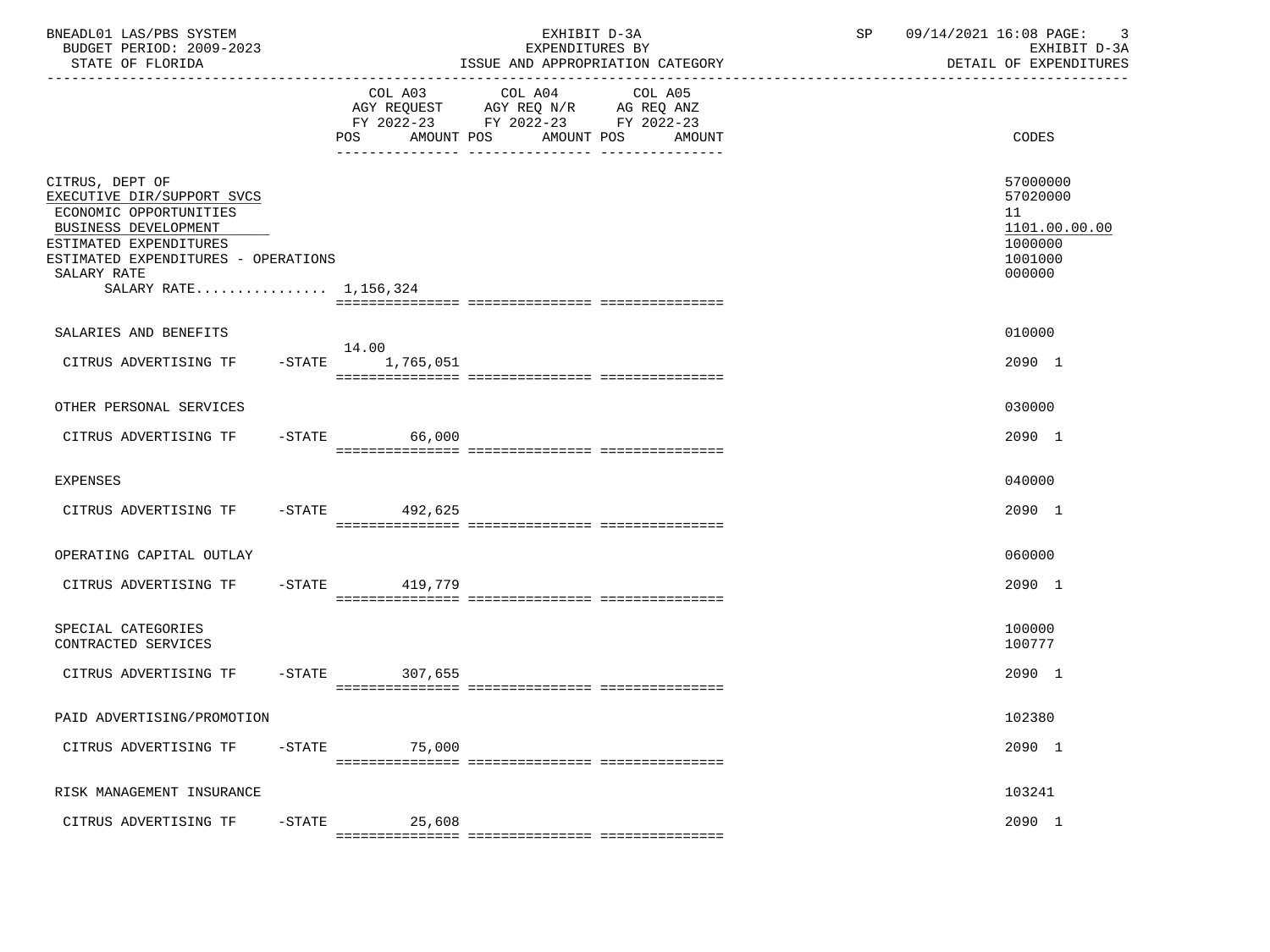| | COL A03 AGY REQUEST FY 2022-23 POS | AMOUNT | COL A04 AGY REQ N/R FY 2022-23 POS | AMOUNT | COL A05 AG REQ ANZ FY 2022-23 POS | AMOUNT | CODES |
|---|---|---|---|---|---|---|---|
| CITRUS, DEPT OF | | | | | | | 57000000 |
| EXECUTIVE DIR/SUPPORT SVCS | | | | | | | 57020000 |
| ECONOMIC OPPORTUNITIES | | | | | | | 11 |
| BUSINESS DEVELOPMENT | | | | | | | 1101.00.00.00 |
| ESTIMATED EXPENDITURES | | | | | | | 1000000 |
| ESTIMATED EXPENDITURES - OPERATIONS | | | | | | | 1001000 |
| SALARY RATE | | | | | | | 000000 |
| SALARY RATE................ 1,156,324 | | | | | | | |
| SALARIES AND BENEFITS | | | | | | | 010000 |
| CITRUS ADVERTISING TF -STATE | 14.00 | 1,765,051 | | | | | 2090 1 |
| OTHER PERSONAL SERVICES | | | | | | | 030000 |
| CITRUS ADVERTISING TF -STATE | | 66,000 | | | | | 2090 1 |
| EXPENSES | | | | | | | 040000 |
| CITRUS ADVERTISING TF -STATE | | 492,625 | | | | | 2090 1 |
| OPERATING CAPITAL OUTLAY | | | | | | | 060000 |
| CITRUS ADVERTISING TF -STATE | | 419,779 | | | | | 2090 1 |
| SPECIAL CATEGORIES | | | | | | | 100000 |
| CONTRACTED SERVICES | | | | | | | 100777 |
| CITRUS ADVERTISING TF -STATE | | 307,655 | | | | | 2090 1 |
| PAID ADVERTISING/PROMOTION | | | | | | | 102380 |
| CITRUS ADVERTISING TF -STATE | | 75,000 | | | | | 2090 1 |
| RISK MANAGEMENT INSURANCE | | | | | | | 103241 |
| CITRUS ADVERTISING TF -STATE | | 25,608 | | | | | 2090 1 |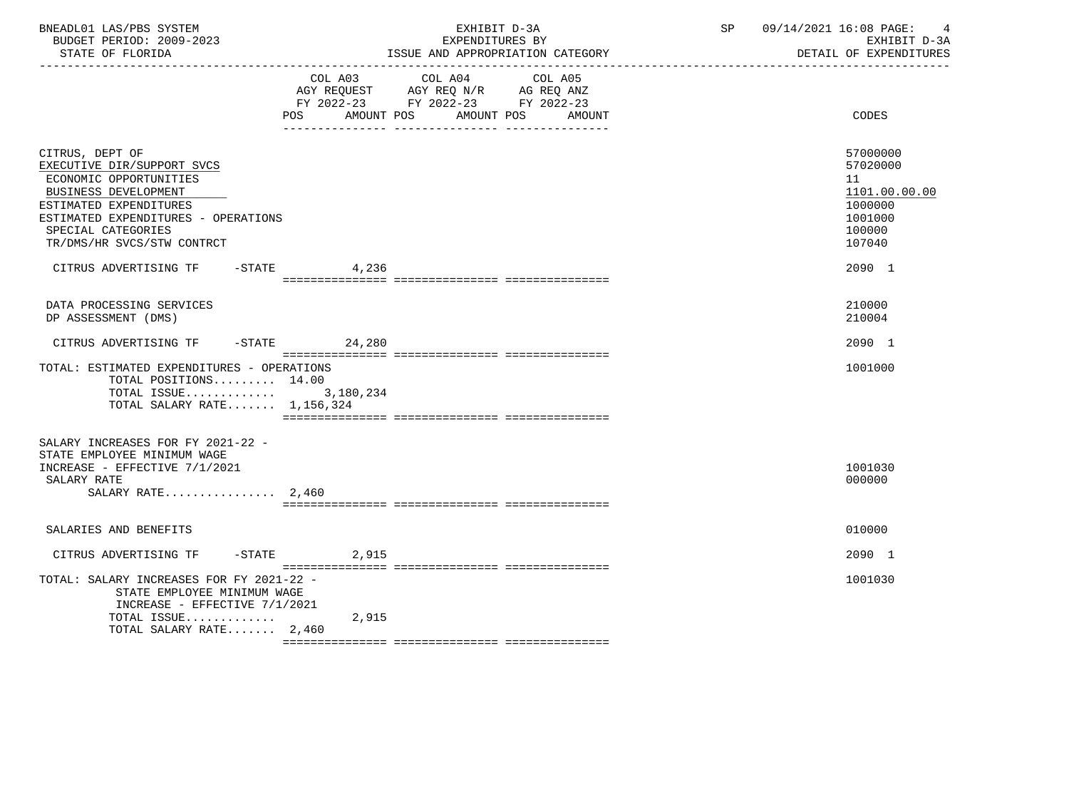BNEADL01 LAS/PBS SYSTEM | EXHIBIT D-3A | SP 09/14/2021 16:08

BUDGET PERIOD: 2009-2023 | EXPENDITURES BY | EXHIBIT D-3A

STATE OF FLORIDA | ISSUE AND APPROPRIATION CATEGORY | DETAIL OF EXPENDITURES

| | COL A03 AGY REQUEST FY 2022-23 POS AMOUNT | COL A04 AGY REQ N/R FY 2022-23 POS AMOUNT | COL A05 AG REQ ANZ FY 2022-23 POS AMOUNT | CODES |
|---|---|---|---|---|
| CITRUS, DEPT OF | | | | 57000000 |
| EXECUTIVE DIR/SUPPORT SVCS | | | | 57020000 |
| ECONOMIC OPPORTUNITIES | | | | 11 |
| BUSINESS DEVELOPMENT | | | | 1101.00.00.00 |
| ESTIMATED EXPENDITURES | | | | 1000000 |
| ESTIMATED EXPENDITURES - OPERATIONS | | | | 1001000 |
| SPECIAL CATEGORIES | | | | 100000 |
| TR/DMS/HR SVCS/STW CONTRCT | | | | 107040 |
| CITRUS ADVERTISING TF -STATE | 4,236 | | | 2090 1 |
| DATA PROCESSING SERVICES | | | | 210000 |
| DP ASSESSMENT (DMS) | | | | 210004 |
| CITRUS ADVERTISING TF -STATE | 24,280 | | | 2090 1 |
| TOTAL: ESTIMATED EXPENDITURES - OPERATIONS | | | | 1001000 |
| TOTAL POSITIONS......... 14.00 | | | | |
| TOTAL ISSUE............ | 3,180,234 | | | |
| TOTAL SALARY RATE....... 1,156,324 | | | | |
| SALARY INCREASES FOR FY 2021-22 - STATE EMPLOYEE MINIMUM WAGE INCREASE - EFFECTIVE 7/1/2021 | | | | 1001030 |
| SALARY RATE | | | | 000000 |
| SALARY RATE................ 2,460 | | | | |
| SALARIES AND BENEFITS | | | | 010000 |
| CITRUS ADVERTISING TF -STATE | 2,915 | | | 2090 1 |
| TOTAL: SALARY INCREASES FOR FY 2021-22 - STATE EMPLOYEE MINIMUM WAGE INCREASE - EFFECTIVE 7/1/2021 | | | | 1001030 |
| TOTAL ISSUE............ | 2,915 | | | |
| TOTAL SALARY RATE....... 2,460 | | | | |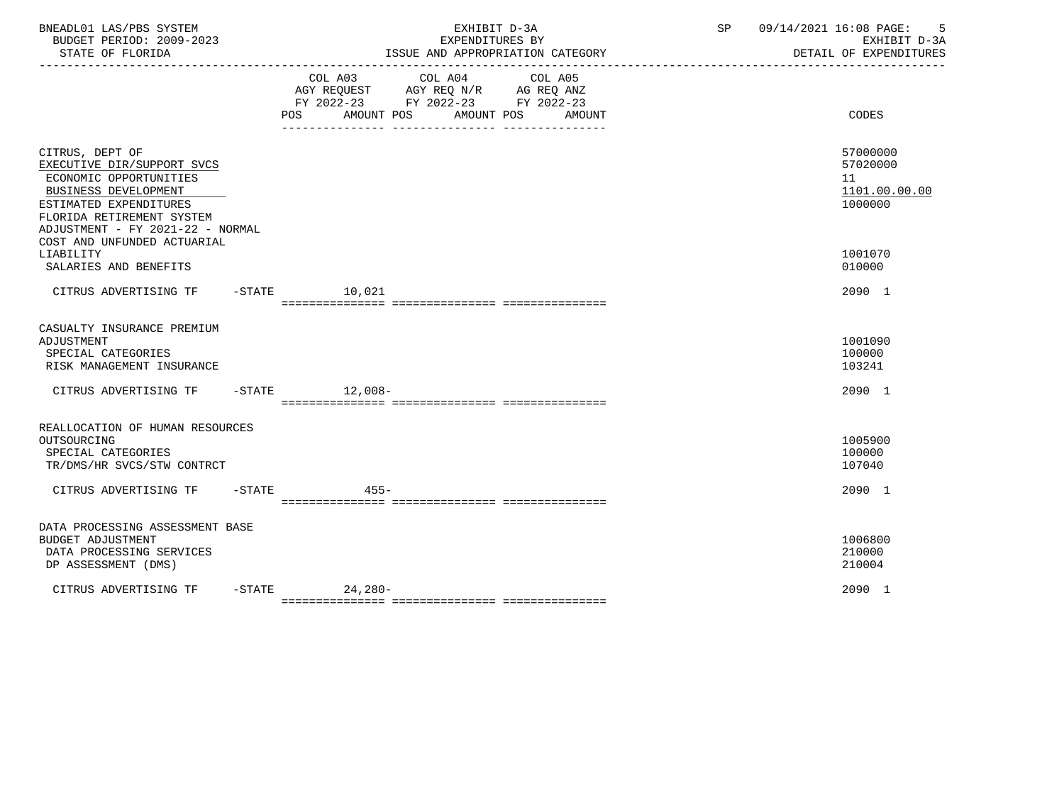| | COL A03 AGY REQUEST FY 2022-23 POS AMOUNT | COL A04 AGY REQ N/R FY 2022-23 POS AMOUNT | COL A05 AG REQ ANZ FY 2022-23 POS AMOUNT | CODES |
|---|---|---|---|---|
| CITRUS, DEPT OF | | | | 57000000 |
| EXECUTIVE DIR/SUPPORT SVCS | | | | 57020000 |
| ECONOMIC OPPORTUNITIES | | | | 11 |
| BUSINESS DEVELOPMENT | | | | 1101.00.00.00 |
| ESTIMATED EXPENDITURES | | | | 1000000 |
| FLORIDA RETIREMENT SYSTEM ADJUSTMENT - FY 2021-22 - NORMAL COST AND UNFUNDED ACTUARIAL LIABILITY | | | | 1001070 |
| SALARIES AND BENEFITS | | | | 010000 |
| CITRUS ADVERTISING TF -STATE | 10,021 | | | 2090 1 |
| CASUALTY INSURANCE PREMIUM ADJUSTMENT | | | | 1001090 |
| SPECIAL CATEGORIES | | | | 100000 |
| RISK MANAGEMENT INSURANCE | | | | 103241 |
| CITRUS ADVERTISING TF -STATE | 12,008- | | | 2090 1 |
| REALLOCATION OF HUMAN RESOURCES OUTSOURCING | | | | 1005900 |
| SPECIAL CATEGORIES | | | | 100000 |
| TR/DMS/HR SVCS/STW CONTRCT | | | | 107040 |
| CITRUS ADVERTISING TF -STATE | 455- | | | 2090 1 |
| DATA PROCESSING ASSESSMENT BASE BUDGET ADJUSTMENT | | | | 1006800 |
| DATA PROCESSING SERVICES | | | | 210000 |
| DP ASSESSMENT (DMS) | | | | 210004 |
| CITRUS ADVERTISING TF -STATE | 24,280- | | | 2090 1 |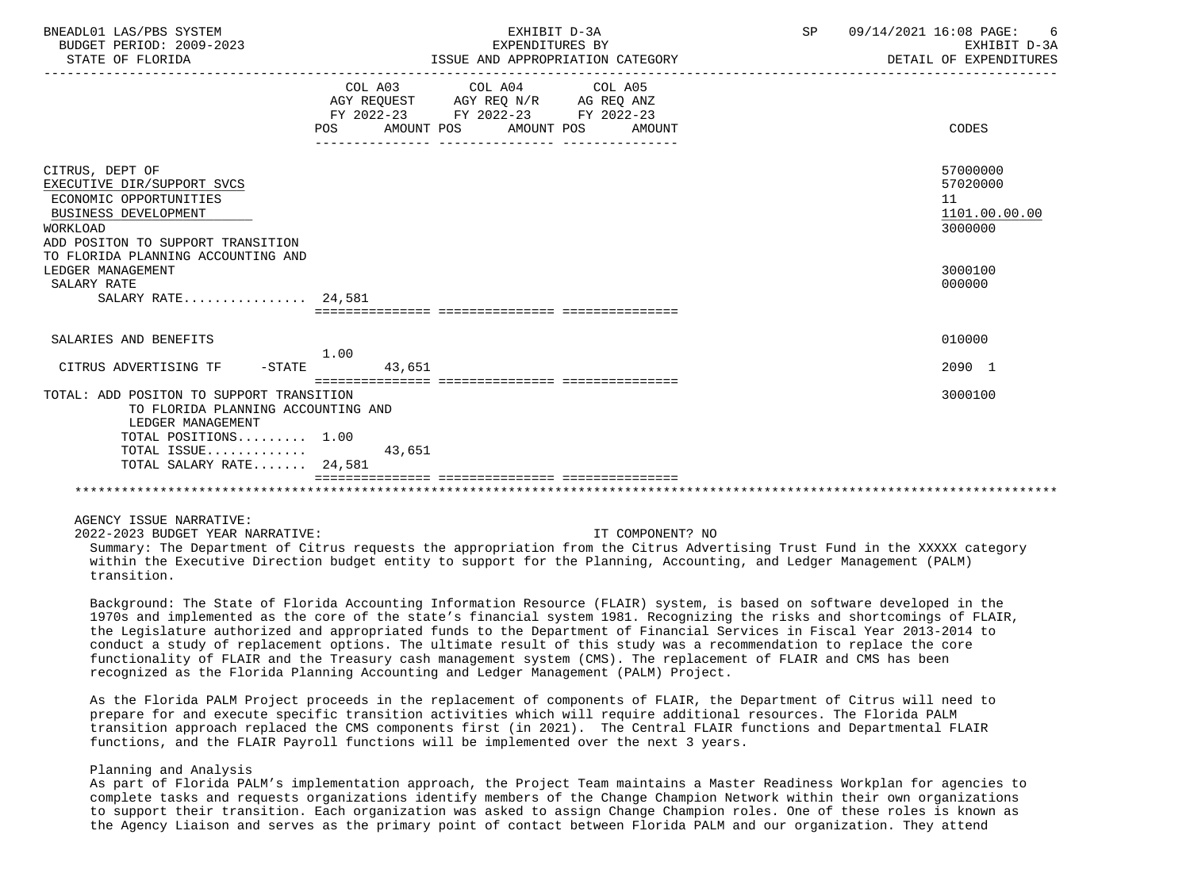| | COL A03 AGY REQUEST FY 2022-23 POS AMOUNT | COL A04 AGY REQ N/R FY 2022-23 POS AMOUNT | COL A05 AG REQ ANZ FY 2022-23 POS AMOUNT | CODES |
|---|---|---|---|---|
| CITRUS, DEPT OF | | | | 57000000 |
| EXECUTIVE DIR/SUPPORT SVCS | | | | 57020000 |
| ECONOMIC OPPORTUNITIES | | | | 11 |
| BUSINESS DEVELOPMENT | | | | 1101.00.00.00 |
| WORKLOAD | | | | 3000000 |
| ADD POSITON TO SUPPORT TRANSITION TO FLORIDA PLANNING ACCOUNTING AND LEDGER MANAGEMENT | | | | 3000100 |
| SALARY RATE | | | | 000000 |
| SALARY RATE................ | 24,581 | | | |
| SALARIES AND BENEFITS | | | | 010000 |
| CITRUS ADVERTISING TF -STATE | 1.00 43,651 | | | 2090 1 |
| TOTAL: ADD POSITON TO SUPPORT TRANSITION TO FLORIDA PLANNING ACCOUNTING AND LEDGER MANAGEMENT | | | | 3000100 |
| TOTAL POSITIONS......... | 1.00 | | | |
| TOTAL ISSUE............. | 43,651 | | | |
| TOTAL SALARY RATE....... | 24,581 | | | |

AGENCY ISSUE NARRATIVE:

2022-2023 BUDGET YEAR NARRATIVE: IT COMPONENT? NO

Summary: The Department of Citrus requests the appropriation from the Citrus Advertising Trust Fund in the XXXXX category within the Executive Direction budget entity to support for the Planning, Accounting, and Ledger Management (PALM) transition.

Background: The State of Florida Accounting Information Resource (FLAIR) system, is based on software developed in the 1970s and implemented as the core of the state's financial system 1981. Recognizing the risks and shortcomings of FLAIR, the Legislature authorized and appropriated funds to the Department of Financial Services in Fiscal Year 2013-2014 to conduct a study of replacement options. The ultimate result of this study was a recommendation to replace the core functionality of FLAIR and the Treasury cash management system (CMS). The replacement of FLAIR and CMS has been recognized as the Florida Planning Accounting and Ledger Management (PALM) Project.

As the Florida PALM Project proceeds in the replacement of components of FLAIR, the Department of Citrus will need to prepare for and execute specific transition activities which will require additional resources. The Florida PALM transition approach replaced the CMS components first (in 2021). The Central FLAIR functions and Departmental FLAIR functions, and the FLAIR Payroll functions will be implemented over the next 3 years.

Planning and Analysis

As part of Florida PALM's implementation approach, the Project Team maintains a Master Readiness Workplan for agencies to complete tasks and requests organizations identify members of the Change Champion Network within their own organizations to support their transition. Each organization was asked to assign Change Champion roles. One of these roles is known as the Agency Liaison and serves as the primary point of contact between Florida PALM and our organization. They attend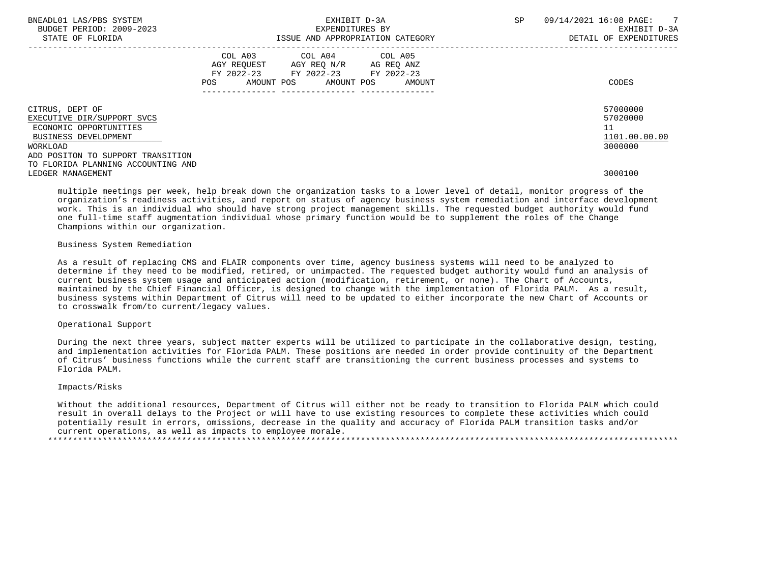| | COL A03 AGY REQUEST FY 2022-23 POS AMOUNT | COL A04 AGY REQ N/R FY 2022-23 POS AMOUNT | COL A05 AG REQ ANZ FY 2022-23 POS AMOUNT | CODES |
|---|---|---|---|---|
| CITRUS, DEPT OF | | | | 57000000 |
| EXECUTIVE DIR/SUPPORT SVCS | | | | 57020000 |
| ECONOMIC OPPORTUNITIES | | | | 11 |
| BUSINESS DEVELOPMENT | | | | 1101.00.00.00 |
| WORKLOAD | | | | 3000000 |
| ADD POSITON TO SUPPORT TRANSITION TO FLORIDA PLANNING ACCOUNTING AND LEDGER MANAGEMENT | | | | 3000100 |

multiple meetings per week, help break down the organization tasks to a lower level of detail, monitor progress of the organization's readiness activities, and report on status of agency business system remediation and interface development work. This is an individual who should have strong project management skills. The requested budget authority would fund one full-time staff augmentation individual whose primary function would be to supplement the roles of the Change Champions within our organization.

Business System Remediation

As a result of replacing CMS and FLAIR components over time, agency business systems will need to be analyzed to determine if they need to be modified, retired, or unimpacted. The requested budget authority would fund an analysis of current business system usage and anticipated action (modification, retirement, or none). The Chart of Accounts, maintained by the Chief Financial Officer, is designed to change with the implementation of Florida PALM. As a result, business systems within Department of Citrus will need to be updated to either incorporate the new Chart of Accounts or to crosswalk from/to current/legacy values.

Operational Support

During the next three years, subject matter experts will be utilized to participate in the collaborative design, testing, and implementation activities for Florida PALM. These positions are needed in order provide continuity of the Department of Citrus' business functions while the current staff are transitioning the current business processes and systems to Florida PALM.

Impacts/Risks

Without the additional resources, Department of Citrus will either not be ready to transition to Florida PALM which could result in overall delays to the Project or will have to use existing resources to complete these activities which could potentially result in errors, omissions, decrease in the quality and accuracy of Florida PALM transition tasks and/or current operations, as well as impacts to employee morale.

*****************************************************************************************************************************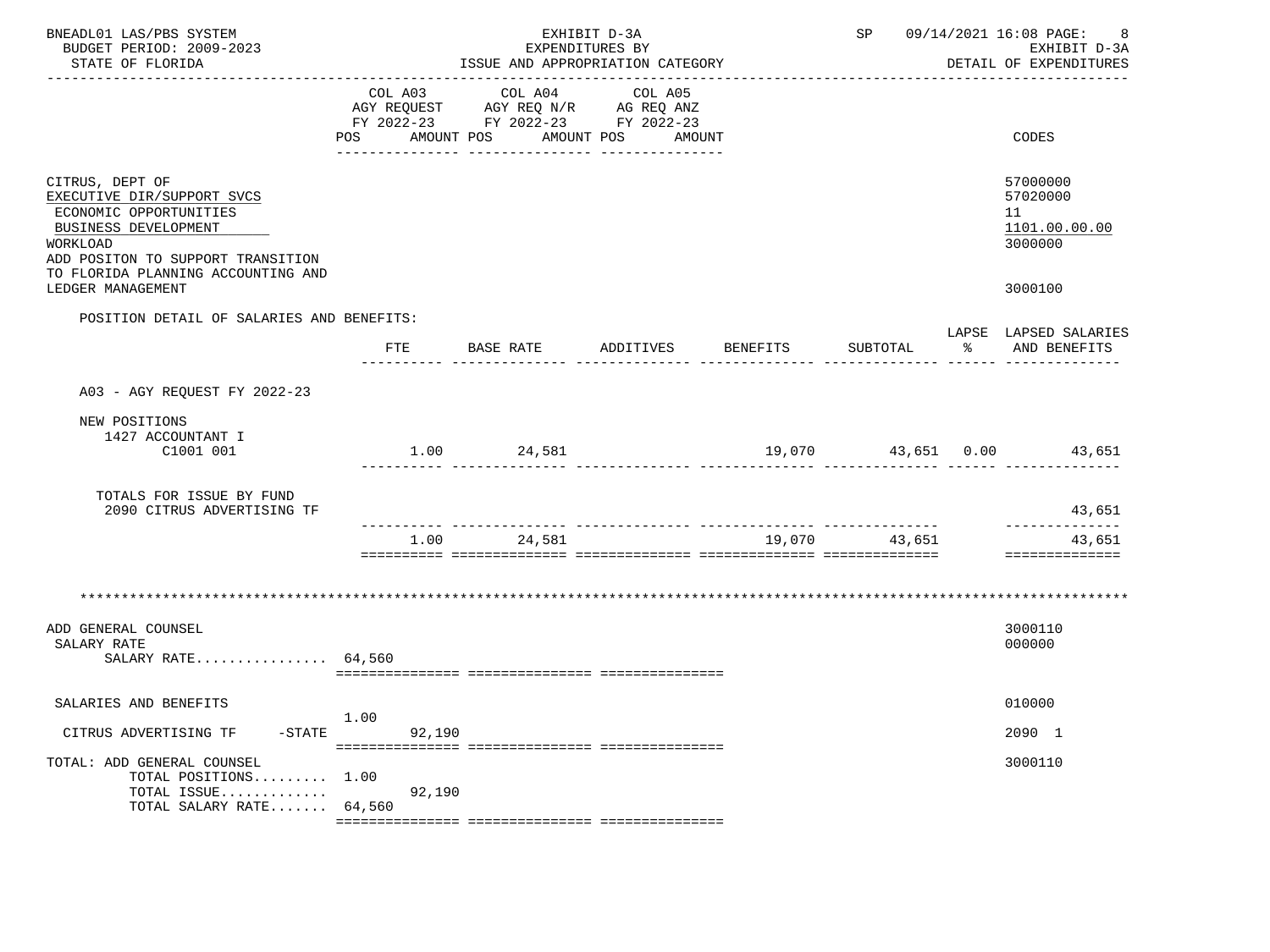BNEADL01 LAS/PBS SYSTEM — BUDGET PERIOD: 2009-2023 — STATE OF FLORIDA

EXHIBIT D-3A — EXPENDITURES BY ISSUE AND APPROPRIATION CATEGORY

SP 09/14/2021 16:08 — EXHIBIT D-3A — DETAIL OF EXPENDITURES

| | COL A03 AGY REQUEST FY 2022-23 POS AMOUNT | COL A04 AGY REQ N/R FY 2022-23 POS AMOUNT | COL A05 AG REQ ANZ FY 2022-23 POS AMOUNT | CODES |
|---|---|---|---|---|
| CITRUS, DEPT OF | | | | 57000000 |
| EXECUTIVE DIR/SUPPORT SVCS | | | | 57020000 |
| ECONOMIC OPPORTUNITIES | | | | 11 |
| BUSINESS DEVELOPMENT | | | | 1101.00.00.00 |
| WORKLOAD | | | | 3000000 |
| ADD POSITON TO SUPPORT TRANSITION TO FLORIDA PLANNING ACCOUNTING AND LEDGER MANAGEMENT | | | | 3000100 |

POSITION DETAIL OF SALARIES AND BENEFITS:

| | FTE | BASE RATE | ADDITIVES | BENEFITS | SUBTOTAL | LAPSE % | LAPSED SALARIES AND BENEFITS |
|---|---|---|---|---|---|---|---|
| A03 - AGY REQUEST FY 2022-23 | | | | | | | |
| NEW POSITIONS | | | | | | | |
| 1427 ACCOUNTANT I C1001 001 | 1.00 | 24,581 | | 19,070 | 43,651 | 0.00 | 43,651 |
| TOTALS FOR ISSUE BY FUND | | | | | | | |
| 2090 CITRUS ADVERTISING TF | | | | | | | 43,651 |
| | 1.00 | 24,581 | | 19,070 | 43,651 | | 43,651 |

\*\*\*\*\*\*\*\*\*\*\*\*\*\*\*\*\*\*\*\*\*\*\*\*\*\*\*\*\*\*\*\*\*\*\*\*\*\*\*\*\*\*\*\*\*\*\*\*\*\*\*\*\*\*\*\*\*\*\*\*\*\*\*\*\*\*\*\*\*\*\*\*\*\*\*\*\*\*\*\*\*\*\*\*\*\*\*\*\*\*\*\*\*\*\*\*\*\*\*\*\*\*\*\*\*\*\*\*\*\*\*\*\*\*\*\*\*\*\*\*\*\*\*\*\*\*\*\*\*\*

| | COL A03 | COL A04 | COL A05 | CODES |
|---|---|---|---|---|
| ADD GENERAL COUNSEL | | | | 3000110 |
| SALARY RATE | | | | 000000 |
| SALARY RATE................ | 64,560 | | | |
| SALARIES AND BENEFITS | | | | 010000 |
| | 1.00 | | | |
| CITRUS ADVERTISING TF -STATE | 92,190 | | | 2090 1 |
| TOTAL: ADD GENERAL COUNSEL | | | | 3000110 |
| TOTAL POSITIONS......... | 1.00 | | | |
| TOTAL ISSUE............. | 92,190 | | | |
| TOTAL SALARY RATE....... | 64,560 | | | |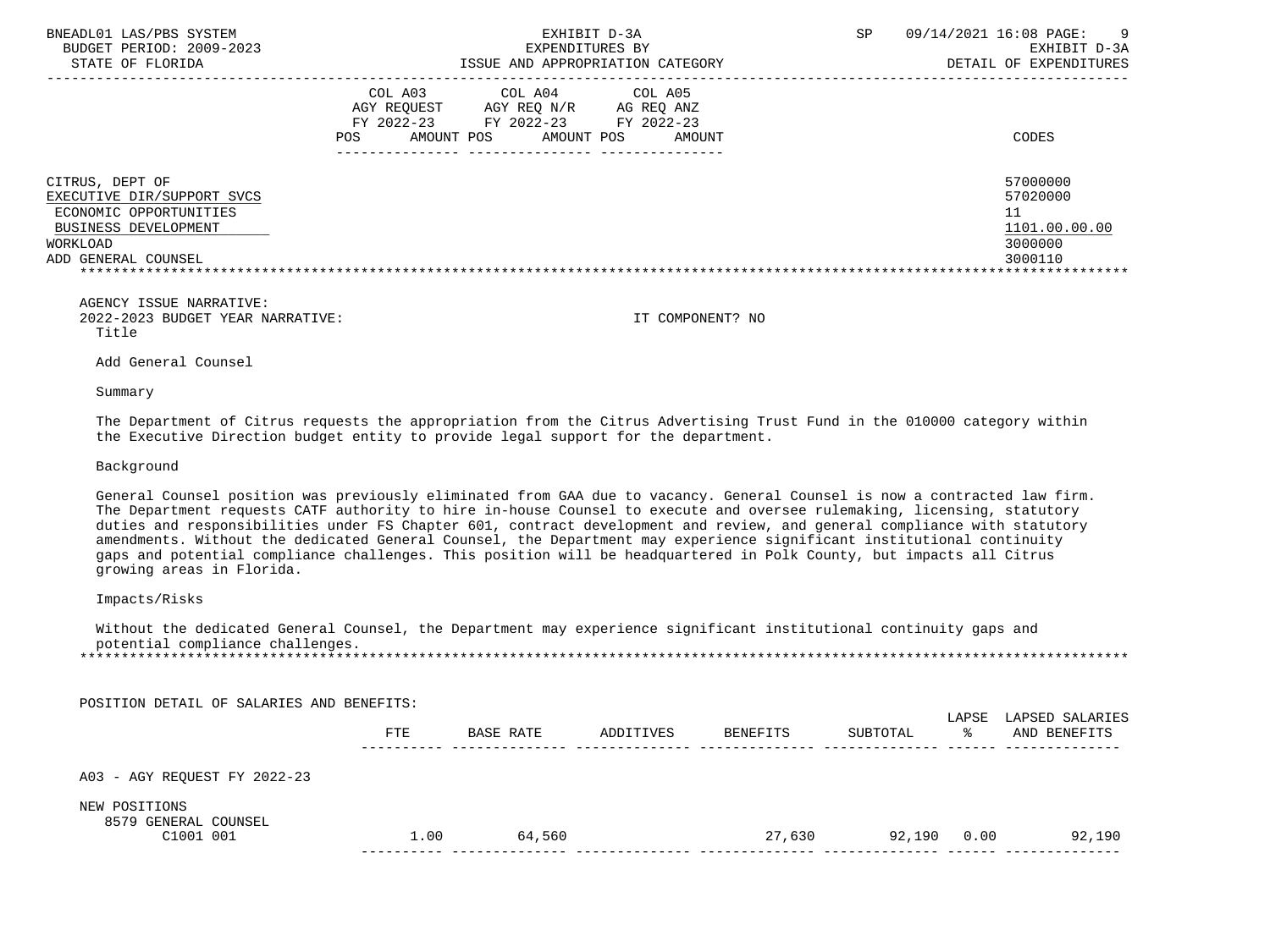| | COL A03 AGY REQUEST FY 2022-23 POS AMOUNT | COL A04 AGY REQ N/R FY 2022-23 POS AMOUNT | COL A05 AG REQ ANZ FY 2022-23 POS AMOUNT | CODES |
|---|---|---|---|---|
| CITRUS, DEPT OF | | | | 57000000 |
| EXECUTIVE DIR/SUPPORT SVCS | | | | 57020000 |
| ECONOMIC OPPORTUNITIES | | | | 11 |
| BUSINESS DEVELOPMENT | | | | 1101.00.00.00 |
| WORKLOAD | | | | 3000000 |
| ADD GENERAL COUNSEL | | | | 3000110 |

AGENCY ISSUE NARRATIVE:

2022-2023 BUDGET YEAR NARRATIVE: IT COMPONENT? NO

Title

Add General Counsel

Summary

The Department of Citrus requests the appropriation from the Citrus Advertising Trust Fund in the 010000 category within the Executive Direction budget entity to provide legal support for the department.

Background

General Counsel position was previously eliminated from GAA due to vacancy. General Counsel is now a contracted law firm. The Department requests CATF authority to hire in-house Counsel to execute and oversee rulemaking, licensing, statutory duties and responsibilities under FS Chapter 601, contract development and review, and general compliance with statutory amendments. Without the dedicated General Counsel, the Department may experience significant institutional continuity gaps and potential compliance challenges. This position will be headquartered in Polk County, but impacts all Citrus growing areas in Florida.

Impacts/Risks

Without the dedicated General Counsel, the Department may experience significant institutional continuity gaps and potential compliance challenges.

POSITION DETAIL OF SALARIES AND BENEFITS:

| | FTE | BASE RATE | ADDITIVES | BENEFITS | SUBTOTAL | LAPSE % | LAPSED SALARIES AND BENEFITS |
|---|---|---|---|---|---|---|---|
| A03 - AGY REQUEST FY 2022-23 | | | | | | | |
| NEW POSITIONS | | | | | | | |
| 8579 GENERAL COUNSEL C1001 001 | 1.00 | 64,560 | | 27,630 | 92,190 | 0.00 | 92,190 |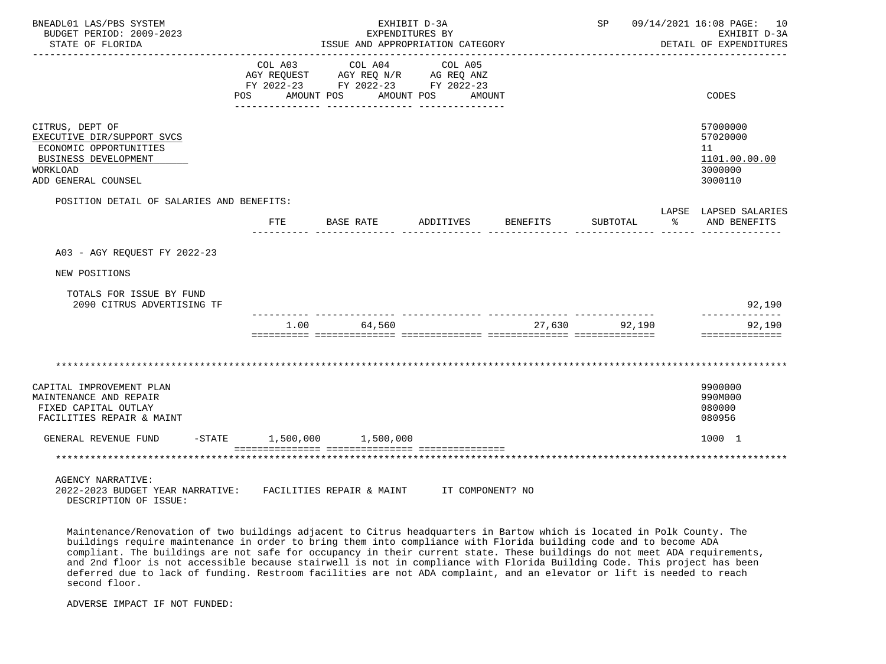BNEADL01 LAS/PBS SYSTEM
BUDGET PERIOD: 2009-2023
STATE OF FLORIDA

EXHIBIT D-3A
EXPENDITURES BY
ISSUE AND APPROPRIATION CATEGORY

SP 09/14/2021 16:08 PAGE: 10
EXHIBIT D-3A
DETAIL OF EXPENDITURES

| | COL A03 AGY REQUEST FY 2022-23 POS AMOUNT | COL A04 AGY REQ N/R FY 2022-23 POS AMOUNT | COL A05 AG REQ ANZ FY 2022-23 POS AMOUNT | CODES |
|---|---|---|---|---|
| CITRUS, DEPT OF | | | | 57000000 |
| EXECUTIVE DIR/SUPPORT SVCS | | | | 57020000 |
| ECONOMIC OPPORTUNITIES | | | | 11 |
| BUSINESS DEVELOPMENT | | | | 1101.00.00.00 |
| WORKLOAD | | | | 3000000 |
| ADD GENERAL COUNSEL | | | | 3000110 |

POSITION DETAIL OF SALARIES AND BENEFITS:

| | FTE | BASE RATE | ADDITIVES | BENEFITS | SUBTOTAL | LAPSE % | LAPSED SALARIES AND BENEFITS |
|---|---|---|---|---|---|---|---|
| A03 - AGY REQUEST FY 2022-23 | | | | | | | |
| NEW POSITIONS | | | | | | | |
| TOTALS FOR ISSUE BY FUND | | | | | | | |
| 2090 CITRUS ADVERTISING TF | | | | | | | 92,190 |
| | 1.00 | 64,560 | | 27,630 | 92,190 | | 92,190 |

\*\*\*\*\*\*\*\*\*\*\*\*\*\*\*\*\*\*\*\*\*\*\*\*\*\*\*\*\*\*\*\*\*\*\*\*\*\*\*\*\*\*\*\*\*\*\*\*\*\*\*\*\*\*\*\*\*\*\*\*

| | COL A03 | COL A04 | COL A05 | CODES |
|---|---|---|---|---|
| CAPITAL IMPROVEMENT PLAN | | | | 9900000 |
| MAINTENANCE AND REPAIR | | | | 990M000 |
| FIXED CAPITAL OUTLAY | | | | 080000 |
| FACILITIES REPAIR & MAINT | | | | 080956 |
| GENERAL REVENUE FUND -STATE | 1,500,000 | 1,500,000 | | 1000 1 |

\*\*\*\*\*\*\*\*\*\*\*\*\*\*\*\*\*\*\*\*\*\*\*\*\*\*\*\*\*\*\*\*\*\*\*\*\*\*\*\*\*\*\*\*\*\*\*\*\*\*\*\*\*\*\*\*\*\*\*\*

AGENCY NARRATIVE:
2022-2023 BUDGET YEAR NARRATIVE: FACILITIES REPAIR & MAINT IT COMPONENT? NO
DESCRIPTION OF ISSUE:

Maintenance/Renovation of two buildings adjacent to Citrus headquarters in Bartow which is located in Polk County. The buildings require maintenance in order to bring them into compliance with Florida building code and to become ADA compliant. The buildings are not safe for occupancy in their current state. These buildings do not meet ADA requirements, and 2nd floor is not accessible because stairwell is not in compliance with Florida Building Code. This project has been deferred due to lack of funding. Restroom facilities are not ADA complaint, and an elevator or lift is needed to reach second floor.

ADVERSE IMPACT IF NOT FUNDED: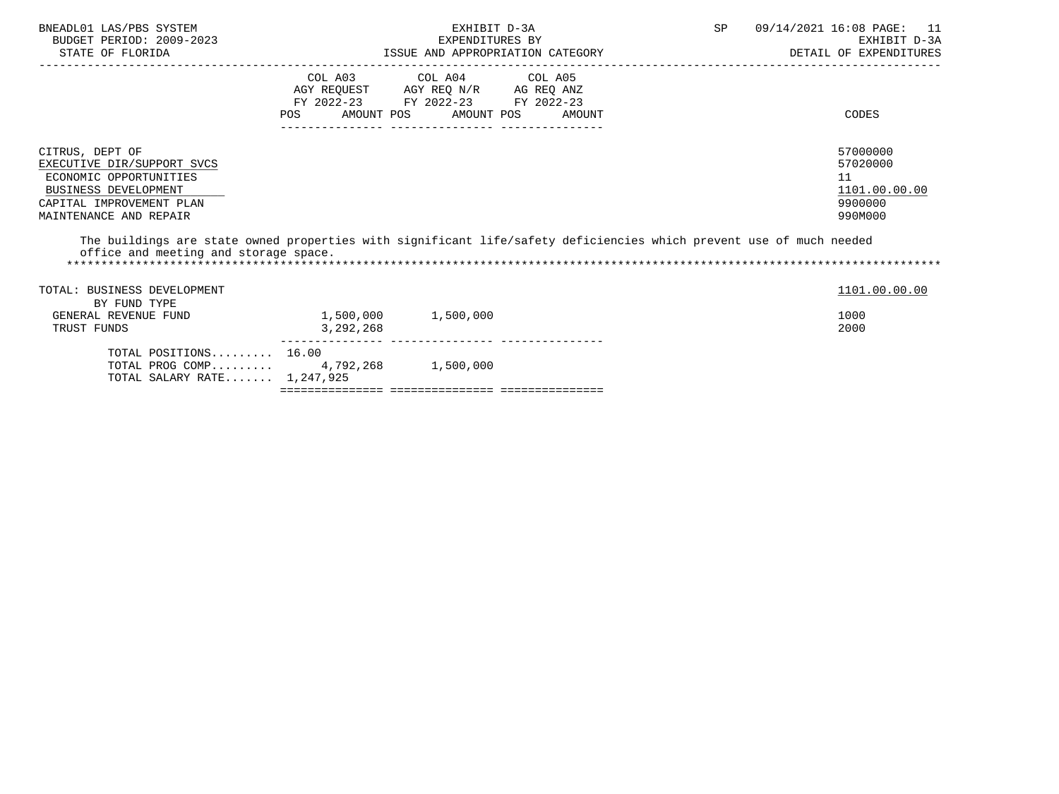| | COL A03 AGY REQUEST FY 2022-23 POS AMOUNT | COL A04 AGY REQ N/R FY 2022-23 POS AMOUNT | COL A05 AG REQ ANZ FY 2022-23 POS AMOUNT | CODES |
|---|---|---|---|---|
| CITRUS, DEPT OF | | | | 57000000 |
| EXECUTIVE DIR/SUPPORT SVCS | | | | 57020000 |
| ECONOMIC OPPORTUNITIES | | | | 11 |
| BUSINESS DEVELOPMENT | | | | 1101.00.00.00 |
| CAPITAL IMPROVEMENT PLAN | | | | 9900000 |
| MAINTENANCE AND REPAIR | | | | 990M000 |

The buildings are state owned properties with significant life/safety deficiencies which prevent use of much needed office and meeting and storage space.

*******************************************************************************************************************************

| | COL A03 | COL A04 | COL A05 | CODES |
|---|---|---|---|---|
| TOTAL: BUSINESS DEVELOPMENT | | | | 1101.00.00.00 |
| BY FUND TYPE | | | | |
| GENERAL REVENUE FUND | 1,500,000 | 1,500,000 | | 1000 |
| TRUST FUNDS | 3,292,268 | | | 2000 |
| TOTAL POSITIONS......... | 16.00 | | | |
| TOTAL PROG COMP......... | 4,792,268 | 1,500,000 | | |
| TOTAL SALARY RATE....... | 1,247,925 | | | |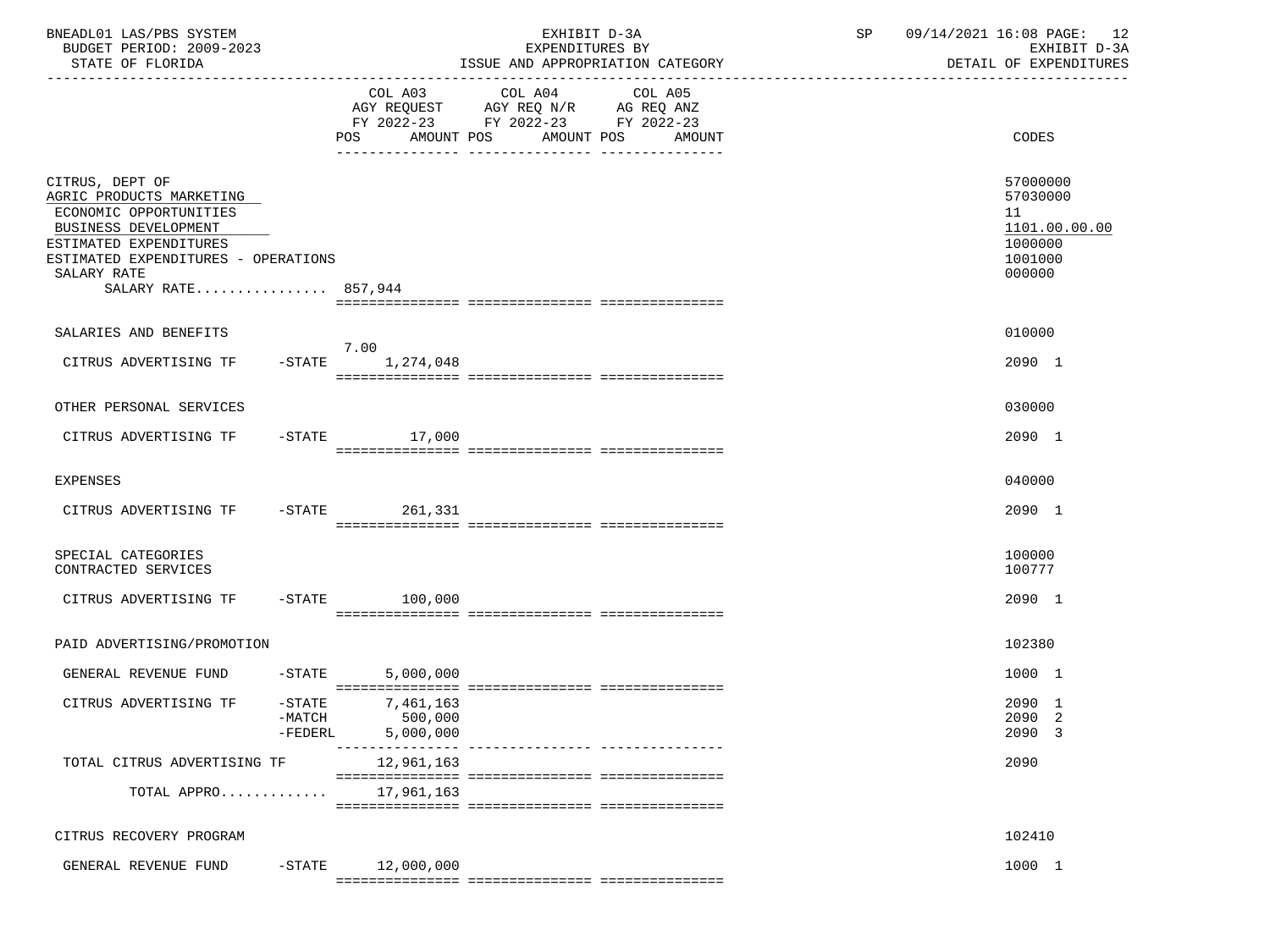BNEADL01 LAS/PBS SYSTEM | EXHIBIT D-3A | SP 09/14/2021 16:08

BUDGET PERIOD: 2009-2023 | EXPENDITURES BY | EXHIBIT D-3A

STATE OF FLORIDA | ISSUE AND APPROPRIATION CATEGORY | DETAIL OF EXPENDITURES

| | | COL A03 AGY REQUEST FY 2022-23 POS | AMOUNT | COL A04 AGY REQ N/R FY 2022-23 POS | AMOUNT | COL A05 AG REQ ANZ FY 2022-23 POS | AMOUNT | CODES |
|---|---|---|---|---|---|---|---|---|
| CITRUS, DEPT OF | | | | | | | | 57000000 |
| AGRIC PRODUCTS MARKETING | | | | | | | | 57030000 |
| ECONOMIC OPPORTUNITIES | | | | | | | | 11 |
| BUSINESS DEVELOPMENT | | | | | | | | 1101.00.00.00 |
| ESTIMATED EXPENDITURES | | | | | | | | 1000000 |
| ESTIMATED EXPENDITURES - OPERATIONS | | | | | | | | 1001000 |
| SALARY RATE | | | | | | | | 000000 |
| SALARY RATE................ 857,944 | | | | | | | | |
| SALARIES AND BENEFITS | | | | | | | | 010000 |
| CITRUS ADVERTISING TF | -STATE | 7.00 | 1,274,048 | | | | | 2090 1 |
| OTHER PERSONAL SERVICES | | | | | | | | 030000 |
| CITRUS ADVERTISING TF | -STATE | | 17,000 | | | | | 2090 1 |
| EXPENSES | | | | | | | | 040000 |
| CITRUS ADVERTISING TF | -STATE | | 261,331 | | | | | 2090 1 |
| SPECIAL CATEGORIES | | | | | | | | 100000 |
| CONTRACTED SERVICES | | | | | | | | 100777 |
| CITRUS ADVERTISING TF | -STATE | | 100,000 | | | | | 2090 1 |
| PAID ADVERTISING/PROMOTION | | | | | | | | 102380 |
| GENERAL REVENUE FUND | -STATE | | 5,000,000 | | | | | 1000 1 |
| CITRUS ADVERTISING TF | -STATE | | 7,461,163 | | | | | 2090 1 |
| | -MATCH | | 500,000 | | | | | 2090 2 |
| | -FEDERL | | 5,000,000 | | | | | 2090 3 |
| TOTAL CITRUS ADVERTISING TF | | | 12,961,163 | | | | | 2090 |
| TOTAL APPRO............ | | | 17,961,163 | | | | | |
| CITRUS RECOVERY PROGRAM | | | | | | | | 102410 |
| GENERAL REVENUE FUND | -STATE | | 12,000,000 | | | | | 1000 1 |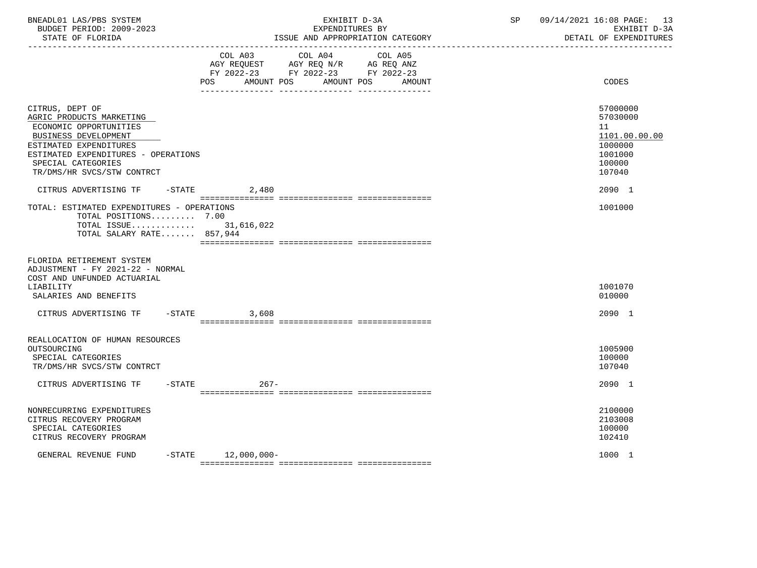BNEADL01 LAS/PBS SYSTEM | EXHIBIT D-3A | SP 09/14/2021 16:08

BUDGET PERIOD: 2009-2023 | EXPENDITURES BY | EXHIBIT D-3A

STATE OF FLORIDA | ISSUE AND APPROPRIATION CATEGORY | DETAIL OF EXPENDITURES

| | COL A03 AGY REQUEST FY 2022-23 POS AMOUNT | COL A04 AGY REQ N/R FY 2022-23 POS AMOUNT | COL A05 AG REQ ANZ FY 2022-23 POS AMOUNT | CODES |
|---|---|---|---|---|
| CITRUS, DEPT OF | | | | 57000000 |
| AGRIC PRODUCTS MARKETING | | | | 57030000 |
| ECONOMIC OPPORTUNITIES | | | | 11 |
| BUSINESS DEVELOPMENT | | | | 1101.00.00.00 |
| ESTIMATED EXPENDITURES | | | | 1000000 |
| ESTIMATED EXPENDITURES - OPERATIONS | | | | 1001000 |
| SPECIAL CATEGORIES | | | | 100000 |
| TR/DMS/HR SVCS/STW CONTRCT | | | | 107040 |
| CITRUS ADVERTISING TF -STATE | 2,480 | | | 2090 1 |
| TOTAL: ESTIMATED EXPENDITURES - OPERATIONS | | | | 1001000 |
| TOTAL POSITIONS......... 7.00 | | | | |
| TOTAL ISSUE............. | 31,616,022 | | | |
| TOTAL SALARY RATE....... 857,944 | | | | |
| FLORIDA RETIREMENT SYSTEM ADJUSTMENT - FY 2021-22 - NORMAL COST AND UNFUNDED ACTUARIAL LIABILITY | | | | 1001070 |
| SALARIES AND BENEFITS | | | | 010000 |
| CITRUS ADVERTISING TF -STATE | 3,608 | | | 2090 1 |
| REALLOCATION OF HUMAN RESOURCES OUTSOURCING | | | | 1005900 |
| SPECIAL CATEGORIES | | | | 100000 |
| TR/DMS/HR SVCS/STW CONTRCT | | | | 107040 |
| CITRUS ADVERTISING TF -STATE | 267- | | | 2090 1 |
| NONRECURRING EXPENDITURES | | | | 2100000 |
| CITRUS RECOVERY PROGRAM | | | | 2103008 |
| SPECIAL CATEGORIES | | | | 100000 |
| CITRUS RECOVERY PROGRAM | | | | 102410 |
| GENERAL REVENUE FUND -STATE | 12,000,000- | | | 1000 1 |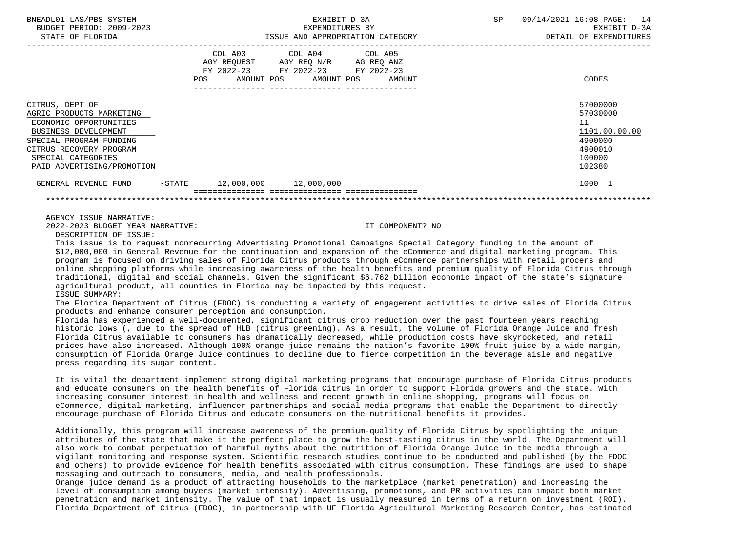BNEADL01 LAS/PBS SYSTEM — EXHIBIT D-3A — EXPENDITURES BY ISSUE AND APPROPRIATION CATEGORY — BUDGET PERIOD: 2009-2023 — STATE OF FLORIDA — DETAIL OF EXPENDITURES

| | COL A03 AGY REQUEST FY 2022-23 POS AMOUNT | COL A04 AGY REQ N/R FY 2022-23 POS AMOUNT | COL A05 AG REQ ANZ FY 2022-23 POS AMOUNT | CODES |
|---|---|---|---|---|
| CITRUS, DEPT OF | | | | 57000000 |
| AGRIC PRODUCTS MARKETING | | | | 57030000 |
| ECONOMIC OPPORTUNITIES | | | | 11 |
| BUSINESS DEVELOPMENT | | | | 1101.00.00.00 |
| SPECIAL PROGRAM FUNDING | | | | 4900000 |
| CITRUS RECOVERY PROGRAM | | | | 4900010 |
| SPECIAL CATEGORIES | | | | 100000 |
| PAID ADVERTISING/PROMOTION | | | | 102380 |
| GENERAL REVENUE FUND -STATE | 12,000,000 | 12,000,000 | | 1000 1 |

AGENCY ISSUE NARRATIVE:

2022-2023 BUDGET YEAR NARRATIVE: IT COMPONENT? NO

DESCRIPTION OF ISSUE:

This issue is to request nonrecurring Advertising Promotional Campaigns Special Category funding in the amount of $12,000,000 in General Revenue for the continuation and expansion of the eCommerce and digital marketing program. This program is focused on driving sales of Florida Citrus products through eCommerce partnerships with retail grocers and online shopping platforms while increasing awareness of the health benefits and premium quality of Florida Citrus through traditional, digital and social channels. Given the significant $6.762 billion economic impact of the state's signature agricultural product, all counties in Florida may be impacted by this request.

ISSUE SUMMARY:

The Florida Department of Citrus (FDOC) is conducting a variety of engagement activities to drive sales of Florida Citrus products and enhance consumer perception and consumption.

Florida has experienced a well-documented, significant citrus crop reduction over the past fourteen years reaching historic lows (, due to the spread of HLB (citrus greening). As a result, the volume of Florida Orange Juice and fresh Florida Citrus available to consumers has dramatically decreased, while production costs have skyrocketed, and retail prices have also increased. Although 100% orange juice remains the nation's favorite 100% fruit juice by a wide margin, consumption of Florida Orange Juice continues to decline due to fierce competition in the beverage aisle and negative press regarding its sugar content.

It is vital the department implement strong digital marketing programs that encourage purchase of Florida Citrus products and educate consumers on the health benefits of Florida Citrus in order to support Florida growers and the state. With increasing consumer interest in health and wellness and recent growth in online shopping, programs will focus on eCommerce, digital marketing, influencer partnerships and social media programs that enable the Department to directly encourage purchase of Florida Citrus and educate consumers on the nutritional benefits it provides.

Additionally, this program will increase awareness of the premium-quality of Florida Citrus by spotlighting the unique attributes of the state that make it the perfect place to grow the best-tasting citrus in the world. The Department will also work to combat perpetuation of harmful myths about the nutrition of Florida Orange Juice in the media through a vigilant monitoring and response system. Scientific research studies continue to be conducted and published (by the FDOC and others) to provide evidence for health benefits associated with citrus consumption. These findings are used to shape messaging and outreach to consumers, media, and health professionals.

Orange juice demand is a product of attracting households to the marketplace (market penetration) and increasing the level of consumption among buyers (market intensity). Advertising, promotions, and PR activities can impact both market penetration and market intensity. The value of that impact is usually measured in terms of a return on investment (ROI). Florida Department of Citrus (FDOC), in partnership with UF Florida Agricultural Marketing Research Center, has estimated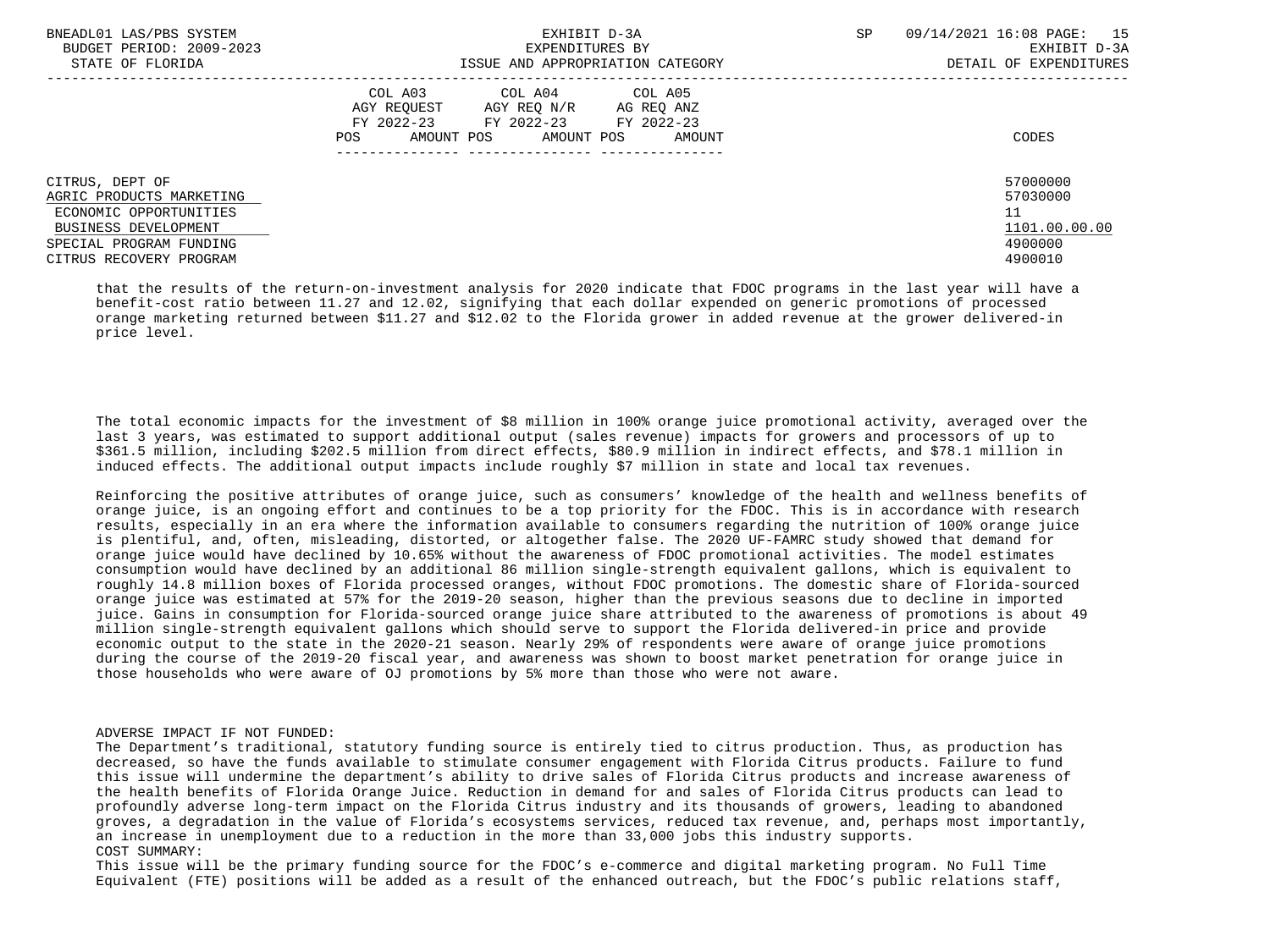| | COL A03 AGY REQUEST FY 2022-23 POS AMOUNT | COL A04 AGY REQ N/R FY 2022-23 POS AMOUNT | COL A05 AG REQ ANZ FY 2022-23 POS AMOUNT | CODES |
|---|---|---|---|---|
| CITRUS, DEPT OF | | | | 57000000 |
| AGRIC PRODUCTS MARKETING | | | | 57030000 |
| ECONOMIC OPPORTUNITIES | | | | 11 |
| BUSINESS DEVELOPMENT | | | | 1101.00.00.00 |
| SPECIAL PROGRAM FUNDING | | | | 4900000 |
| CITRUS RECOVERY PROGRAM | | | | 4900010 |

that the results of the return-on-investment analysis for 2020 indicate that FDOC programs in the last year will have a benefit-cost ratio between 11.27 and 12.02, signifying that each dollar expended on generic promotions of processed orange marketing returned between $11.27 and $12.02 to the Florida grower in added revenue at the grower delivered-in price level.

The total economic impacts for the investment of $8 million in 100% orange juice promotional activity, averaged over the last 3 years, was estimated to support additional output (sales revenue) impacts for growers and processors of up to $361.5 million, including $202.5 million from direct effects, $80.9 million in indirect effects, and $78.1 million in induced effects. The additional output impacts include roughly $7 million in state and local tax revenues.

Reinforcing the positive attributes of orange juice, such as consumers' knowledge of the health and wellness benefits of orange juice, is an ongoing effort and continues to be a top priority for the FDOC. This is in accordance with research results, especially in an era where the information available to consumers regarding the nutrition of 100% orange juice is plentiful, and, often, misleading, distorted, or altogether false. The 2020 UF-FAMRC study showed that demand for orange juice would have declined by 10.65% without the awareness of FDOC promotional activities. The model estimates consumption would have declined by an additional 86 million single-strength equivalent gallons, which is equivalent to roughly 14.8 million boxes of Florida processed oranges, without FDOC promotions. The domestic share of Florida-sourced orange juice was estimated at 57% for the 2019-20 season, higher than the previous seasons due to decline in imported juice. Gains in consumption for Florida-sourced orange juice share attributed to the awareness of promotions is about 49 million single-strength equivalent gallons which should serve to support the Florida delivered-in price and provide economic output to the state in the 2020-21 season. Nearly 29% of respondents were aware of orange juice promotions during the course of the 2019-20 fiscal year, and awareness was shown to boost market penetration for orange juice in those households who were aware of OJ promotions by 5% more than those who were not aware.

ADVERSE IMPACT IF NOT FUNDED:
The Department's traditional, statutory funding source is entirely tied to citrus production. Thus, as production has decreased, so have the funds available to stimulate consumer engagement with Florida Citrus products. Failure to fund this issue will undermine the department's ability to drive sales of Florida Citrus products and increase awareness of the health benefits of Florida Orange Juice. Reduction in demand for and sales of Florida Citrus products can lead to profoundly adverse long-term impact on the Florida Citrus industry and its thousands of growers, leading to abandoned groves, a degradation in the value of Florida's ecosystems services, reduced tax revenue, and, perhaps most importantly, an increase in unemployment due to a reduction in the more than 33,000 jobs this industry supports.
COST SUMMARY:
This issue will be the primary funding source for the FDOC's e-commerce and digital marketing program. No Full Time Equivalent (FTE) positions will be added as a result of the enhanced outreach, but the FDOC's public relations staff,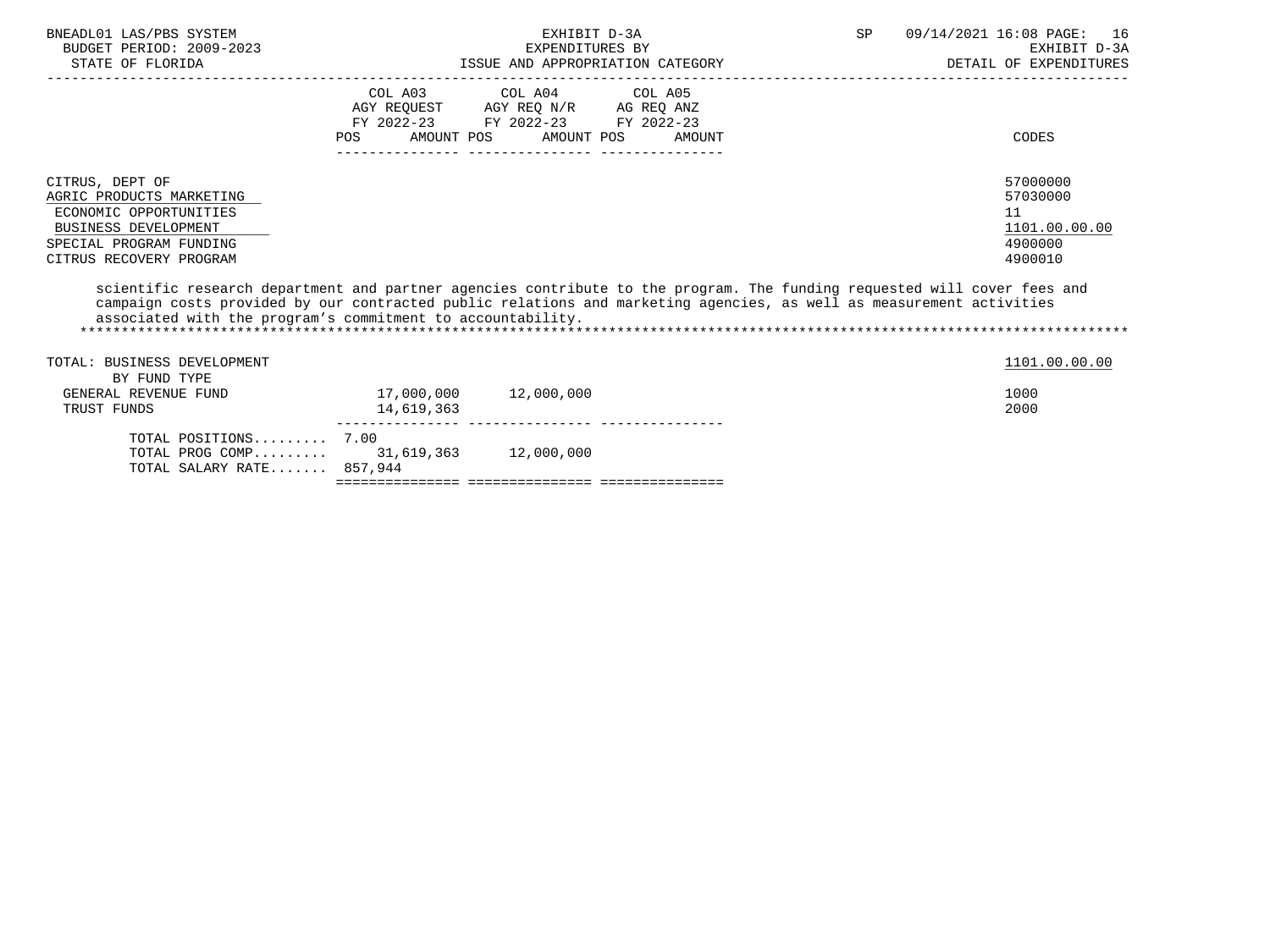| | COL A03 AGY REQUEST FY 2022-23 POS AMOUNT | COL A04 AGY REQ N/R FY 2022-23 POS AMOUNT | COL A05 AG REQ ANZ FY 2022-23 POS AMOUNT | CODES |
|---|---|---|---|---|
| CITRUS, DEPT OF | | | | 57000000 |
| AGRIC PRODUCTS MARKETING | | | | 57030000 |
| ECONOMIC OPPORTUNITIES | | | | 11 |
| BUSINESS DEVELOPMENT | | | | 1101.00.00.00 |
| SPECIAL PROGRAM FUNDING | | | | 4900000 |
| CITRUS RECOVERY PROGRAM | | | | 4900010 |

scientific research department and partner agencies contribute to the program. The funding requested will cover fees and campaign costs provided by our contracted public relations and marketing agencies, as well as measurement activities associated with the program's commitment to accountability.

*******************************************************************************************************************************

| | COL A03 | COL A04 | COL A05 | CODES |
|---|---|---|---|---|
| TOTAL: BUSINESS DEVELOPMENT | | | | 1101.00.00.00 |
| BY FUND TYPE | | | | |
| GENERAL REVENUE FUND | 17,000,000 | 12,000,000 | | 1000 |
| TRUST FUNDS | 14,619,363 | | | 2000 |
| TOTAL POSITIONS......... | 7.00 | | | |
| TOTAL PROG COMP......... | 31,619,363 | 12,000,000 | | |
| TOTAL SALARY RATE....... | 857,944 | | | |